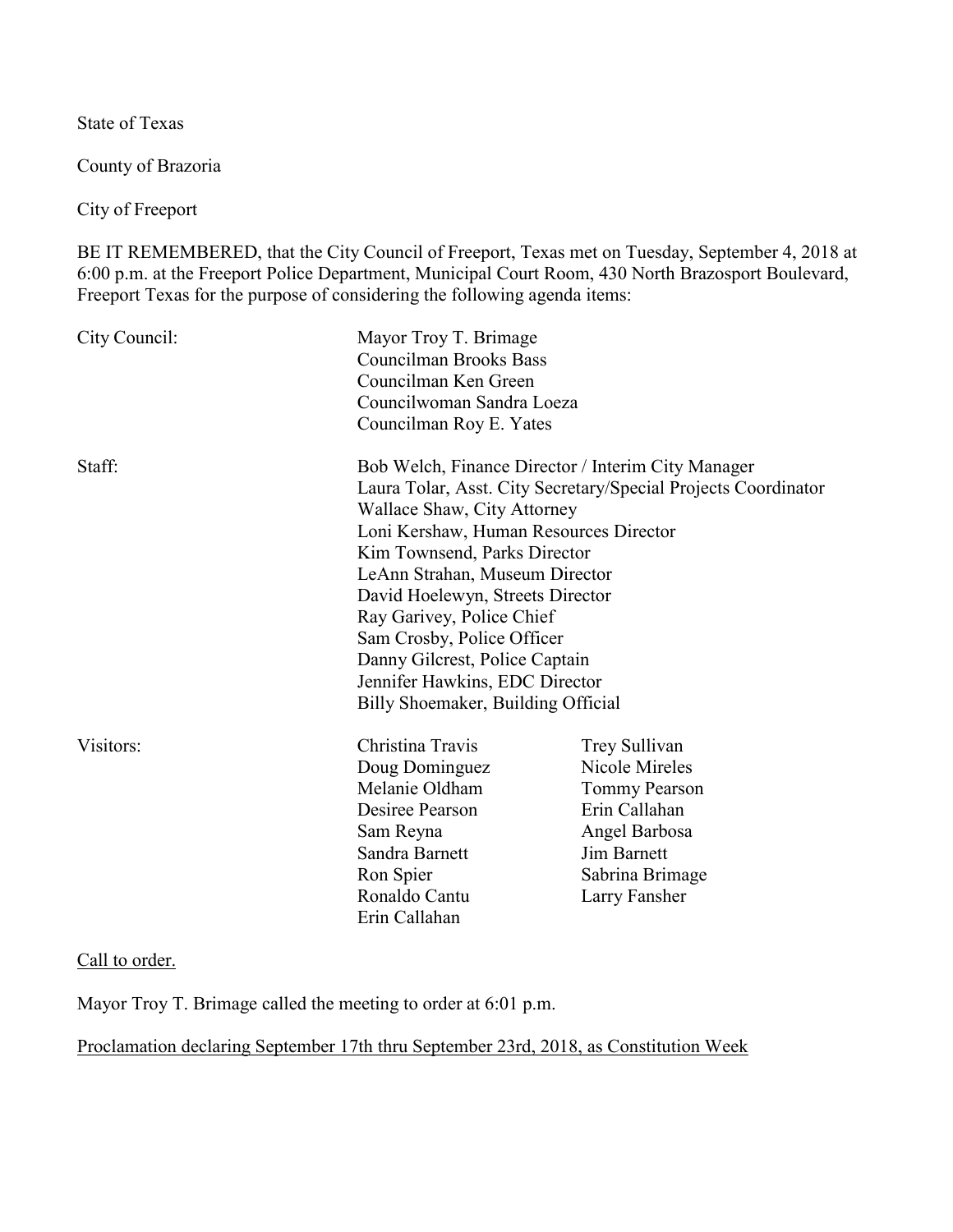State of Texas

County of Brazoria

City of Freeport

BE IT REMEMBERED, that the City Council of Freeport, Texas met on Tuesday, September 4, 2018 at 6:00 p.m. at the Freeport Police Department, Municipal Court Room, 430 North Brazosport Boulevard, Freeport Texas for the purpose of considering the following agenda items:

| | | |
|---|---|---|
| City Council: | Mayor Troy T. Brimage<br>Councilman Brooks Bass<br>Councilman Ken Green<br>Councilwoman Sandra Loeza<br>Councilman Roy E. Yates | |
| Staff: | Bob Welch, Finance Director / Interim City Manager<br>Laura Tolar, Asst. City Secretary/Special Projects Coordinator<br>Wallace Shaw, City Attorney<br>Loni Kershaw, Human Resources Director<br>Kim Townsend, Parks Director<br>LeAnn Strahan, Museum Director<br>David Hoelewyn, Streets Director<br>Ray Garivey, Police Chief<br>Sam Crosby, Police Officer<br>Danny Gilcrest, Police Captain<br>Jennifer Hawkins, EDC Director<br>Billy Shoemaker, Building Official | |
| Visitors: | Christina Travis<br>Doug Dominguez<br>Melanie Oldham<br>Desiree Pearson<br>Sam Reyna<br>Sandra Barnett<br>Ron Spier<br>Ronaldo Cantu<br>Erin Callahan | Trey Sullivan<br>Nicole Mireles<br>Tommy Pearson<br>Erin Callahan<br>Angel Barbosa<br>Jim Barnett<br>Sabrina Brimage<br>Larry Fansher |

Call to order.

Mayor Troy T. Brimage called the meeting to order at 6:01 p.m.

Proclamation declaring September 17th thru September 23rd, 2018, as Constitution Week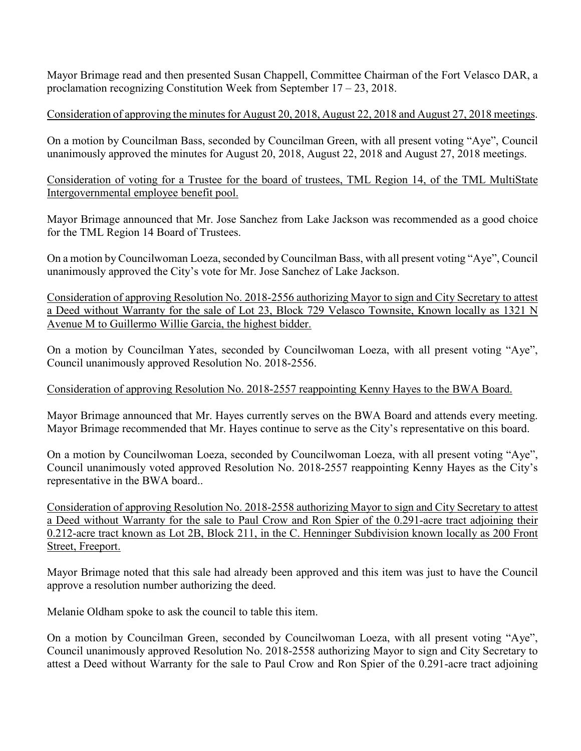Mayor Brimage read and then presented Susan Chappell, Committee Chairman of the Fort Velasco DAR, a proclamation recognizing Constitution Week from September 17 – 23, 2018.

Consideration of approving the minutes for August 20, 2018, August 22, 2018 and August 27, 2018 meetings.

On a motion by Councilman Bass, seconded by Councilman Green, with all present voting "Aye", Council unanimously approved the minutes for August 20, 2018, August 22, 2018 and August 27, 2018 meetings.

Consideration of voting for a Trustee for the board of trustees, TML Region 14, of the TML MultiState Intergovernmental employee benefit pool.

Mayor Brimage announced that Mr. Jose Sanchez from Lake Jackson was recommended as a good choice for the TML Region 14 Board of Trustees.

On a motion by Councilwoman Loeza, seconded by Councilman Bass, with all present voting "Aye", Council unanimously approved the City's vote for Mr. Jose Sanchez of Lake Jackson.

Consideration of approving Resolution No. 2018-2556 authorizing Mayor to sign and City Secretary to attest a Deed without Warranty for the sale of Lot 23, Block 729 Velasco Townsite, Known locally as 1321 N Avenue M to Guillermo Willie Garcia, the highest bidder.

On a motion by Councilman Yates, seconded by Councilwoman Loeza, with all present voting "Aye", Council unanimously approved Resolution No. 2018-2556.

Consideration of approving Resolution No. 2018-2557 reappointing Kenny Hayes to the BWA Board.

Mayor Brimage announced that Mr. Hayes currently serves on the BWA Board and attends every meeting. Mayor Brimage recommended that Mr. Hayes continue to serve as the City's representative on this board.

On a motion by Councilwoman Loeza, seconded by Councilwoman Loeza, with all present voting "Aye", Council unanimously voted approved Resolution No. 2018-2557 reappointing Kenny Hayes as the City's representative in the BWA board..

Consideration of approving Resolution No. 2018-2558 authorizing Mayor to sign and City Secretary to attest a Deed without Warranty for the sale to Paul Crow and Ron Spier of the 0.291-acre tract adjoining their 0.212-acre tract known as Lot 2B, Block 211, in the C. Henninger Subdivision known locally as 200 Front Street, Freeport.

Mayor Brimage noted that this sale had already been approved and this item was just to have the Council approve a resolution number authorizing the deed.

Melanie Oldham spoke to ask the council to table this item.

On a motion by Councilman Green, seconded by Councilwoman Loeza, with all present voting "Aye", Council unanimously approved Resolution No. 2018-2558 authorizing Mayor to sign and City Secretary to attest a Deed without Warranty for the sale to Paul Crow and Ron Spier of the 0.291-acre tract adjoining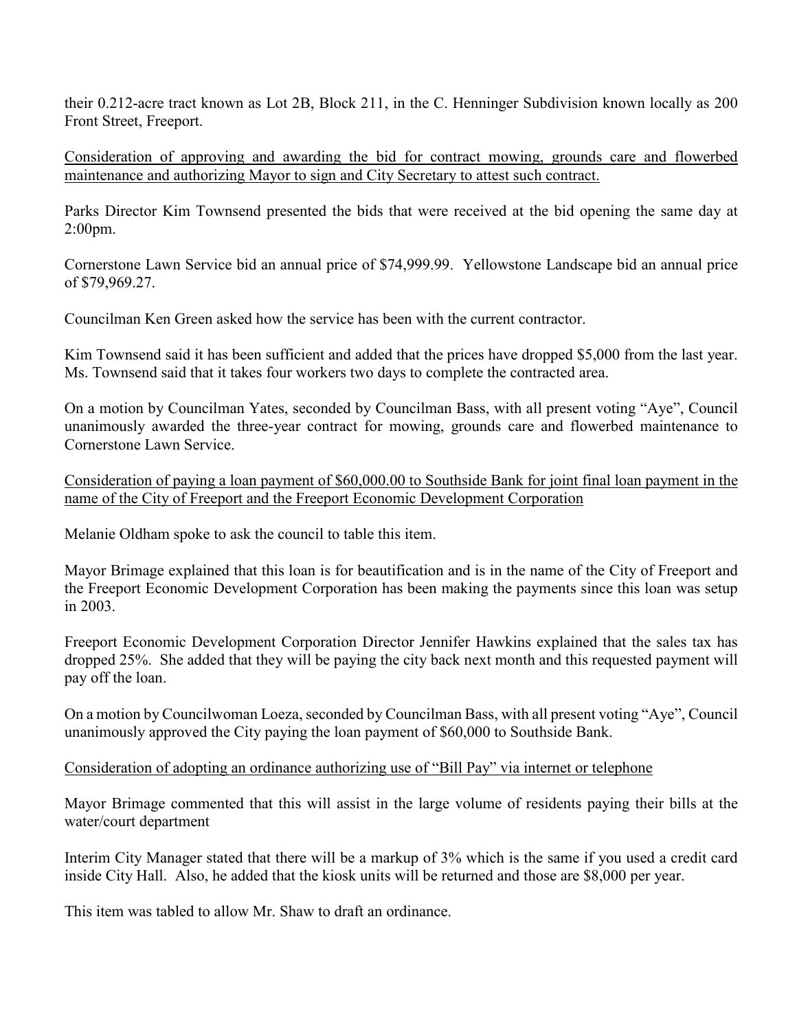their 0.212-acre tract known as Lot 2B, Block 211, in the C. Henninger Subdivision known locally as 200 Front Street, Freeport.

Consideration of approving and awarding the bid for contract mowing, grounds care and flowerbed maintenance and authorizing Mayor to sign and City Secretary to attest such contract.

Parks Director Kim Townsend presented the bids that were received at the bid opening the same day at 2:00pm.

Cornerstone Lawn Service bid an annual price of $74,999.99. Yellowstone Landscape bid an annual price of $79,969.27.

Councilman Ken Green asked how the service has been with the current contractor.

Kim Townsend said it has been sufficient and added that the prices have dropped $5,000 from the last year. Ms. Townsend said that it takes four workers two days to complete the contracted area.

On a motion by Councilman Yates, seconded by Councilman Bass, with all present voting "Aye", Council unanimously awarded the three-year contract for mowing, grounds care and flowerbed maintenance to Cornerstone Lawn Service.

Consideration of paying a loan payment of $60,000.00 to Southside Bank for joint final loan payment in the name of the City of Freeport and the Freeport Economic Development Corporation

Melanie Oldham spoke to ask the council to table this item.

Mayor Brimage explained that this loan is for beautification and is in the name of the City of Freeport and the Freeport Economic Development Corporation has been making the payments since this loan was setup in 2003.

Freeport Economic Development Corporation Director Jennifer Hawkins explained that the sales tax has dropped 25%. She added that they will be paying the city back next month and this requested payment will pay off the loan.

On a motion by Councilwoman Loeza, seconded by Councilman Bass, with all present voting "Aye", Council unanimously approved the City paying the loan payment of $60,000 to Southside Bank.

Consideration of adopting an ordinance authorizing use of "Bill Pay" via internet or telephone

Mayor Brimage commented that this will assist in the large volume of residents paying their bills at the water/court department

Interim City Manager stated that there will be a markup of 3% which is the same if you used a credit card inside City Hall. Also, he added that the kiosk units will be returned and those are $8,000 per year.

This item was tabled to allow Mr. Shaw to draft an ordinance.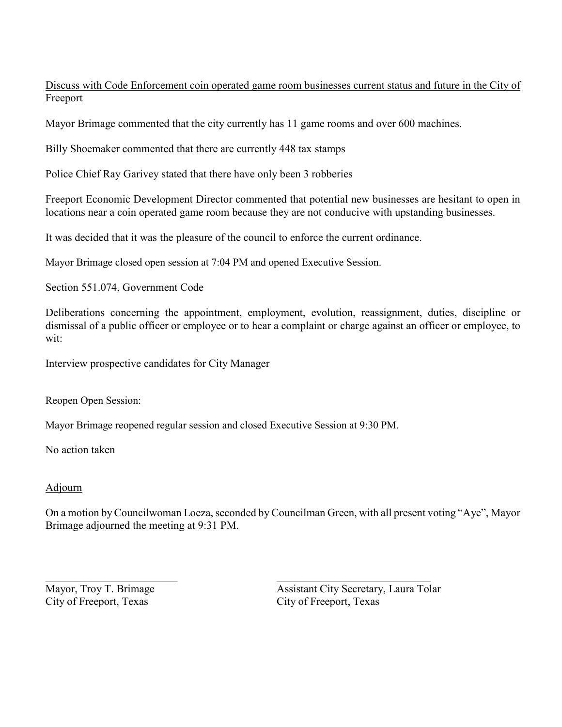<u>Discuss with Code Enforcement coin operated game room businesses current status and future in the City of Freeport</u>

Mayor Brimage commented that the city currently has 11 game rooms and over 600 machines.

Billy Shoemaker commented that there are currently 448 tax stamps

Police Chief Ray Garivey stated that there have only been 3 robberies

Freeport Economic Development Director commented that potential new businesses are hesitant to open in locations near a coin operated game room because they are not conducive with upstanding businesses.

It was decided that it was the pleasure of the council to enforce the current ordinance.

Mayor Brimage closed open session at 7:04 PM and opened Executive Session.

Section 551.074, Government Code

Deliberations concerning the appointment, employment, evolution, reassignment, duties, discipline or dismissal of a public officer or employee or to hear a complaint or charge against an officer or employee, to wit:

Interview prospective candidates for City Manager

Reopen Open Session:

Mayor Brimage reopened regular session and closed Executive Session at 9:30 PM.

No action taken

<u>Adjourn</u>

On a motion by Councilwoman Loeza, seconded by Councilman Green, with all present voting "Aye", Mayor Brimage adjourned the meeting at 9:31 PM.

| | |
|---|---|
| \_\_\_\_\_\_\_\_\_\_\_\_\_\_\_\_\_\_\_\_\_\_\_\_ | \_\_\_\_\_\_\_\_\_\_\_\_\_\_\_\_\_\_\_\_\_\_\_\_\_\_\_\_ |
| Mayor, Troy T. Brimage | Assistant City Secretary, Laura Tolar |
| City of Freeport, Texas | City of Freeport, Texas |